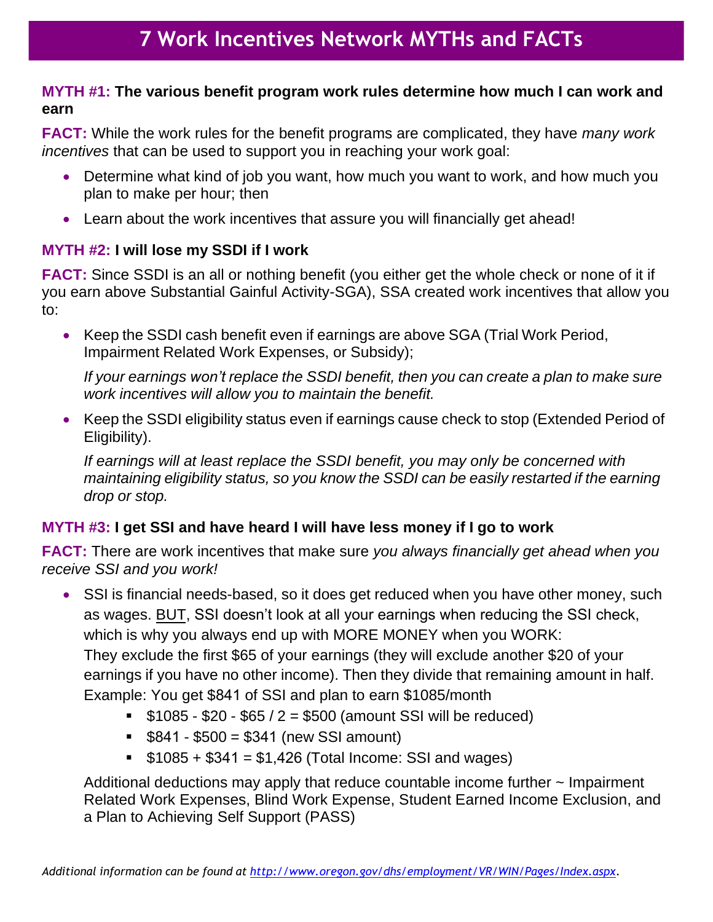# 7 Work Incentives Network MYTHs and FACTs

**MYTH #1: The various benefit program work rules determine how much I can work and earn**

**FACT:** While the work rules for the benefit programs are complicated, they have *many work incentives* that can be used to support you in reaching your work goal:

- Determine what kind of job you want, how much you want to work, and how much you plan to make per hour; then
- Learn about the work incentives that assure you will financially get ahead!

**MYTH #2: I will lose my SSDI if I work**

**FACT:** Since SSDI is an all or nothing benefit (you either get the whole check or none of it if you earn above Substantial Gainful Activity-SGA), SSA created work incentives that allow you to:

- Keep the SSDI cash benefit even if earnings are above SGA (Trial Work Period, Impairment Related Work Expenses, or Subsidy);

  *If your earnings won't replace the SSDI benefit, then you can create a plan to make sure work incentives will allow you to maintain the benefit.*

- Keep the SSDI eligibility status even if earnings cause check to stop (Extended Period of Eligibility).

  *If earnings will at least replace the SSDI benefit, you may only be concerned with maintaining eligibility status, so you know the SSDI can be easily restarted if the earning drop or stop.*

**MYTH #3: I get SSI and have heard I will have less money if I go to work**

**FACT:** There are work incentives that make sure *you always financially get ahead when you receive SSI and you work!*

- SSI is financial needs-based, so it does get reduced when you have other money, such as wages. <u>BUT</u>, SSI doesn't look at all your earnings when reducing the SSI check, which is why you always end up with MORE MONEY when you WORK:
  They exclude the first $65 of your earnings (they will exclude another $20 of your earnings if you have no other income). Then they divide that remaining amount in half.
  Example: You get $841 of SSI and plan to earn $1085/month
  - $1085 - $20 - $65 / 2 = $500 (amount SSI will be reduced)
  - $841 - $500 = $341 (new SSI amount)
  - $1085 + $341 = $1,426 (Total Income: SSI and wages)

  Additional deductions may apply that reduce countable income further ~ Impairment Related Work Expenses, Blind Work Expense, Student Earned Income Exclusion, and a Plan to Achieving Self Support (PASS)

*Additional information can be found at [http://www.oregon.gov/dhs/employment/VR/WIN/Pages/Index.aspx](http://www.oregon.gov/dhs/employment/VR/WIN/Pages/Index.aspx).*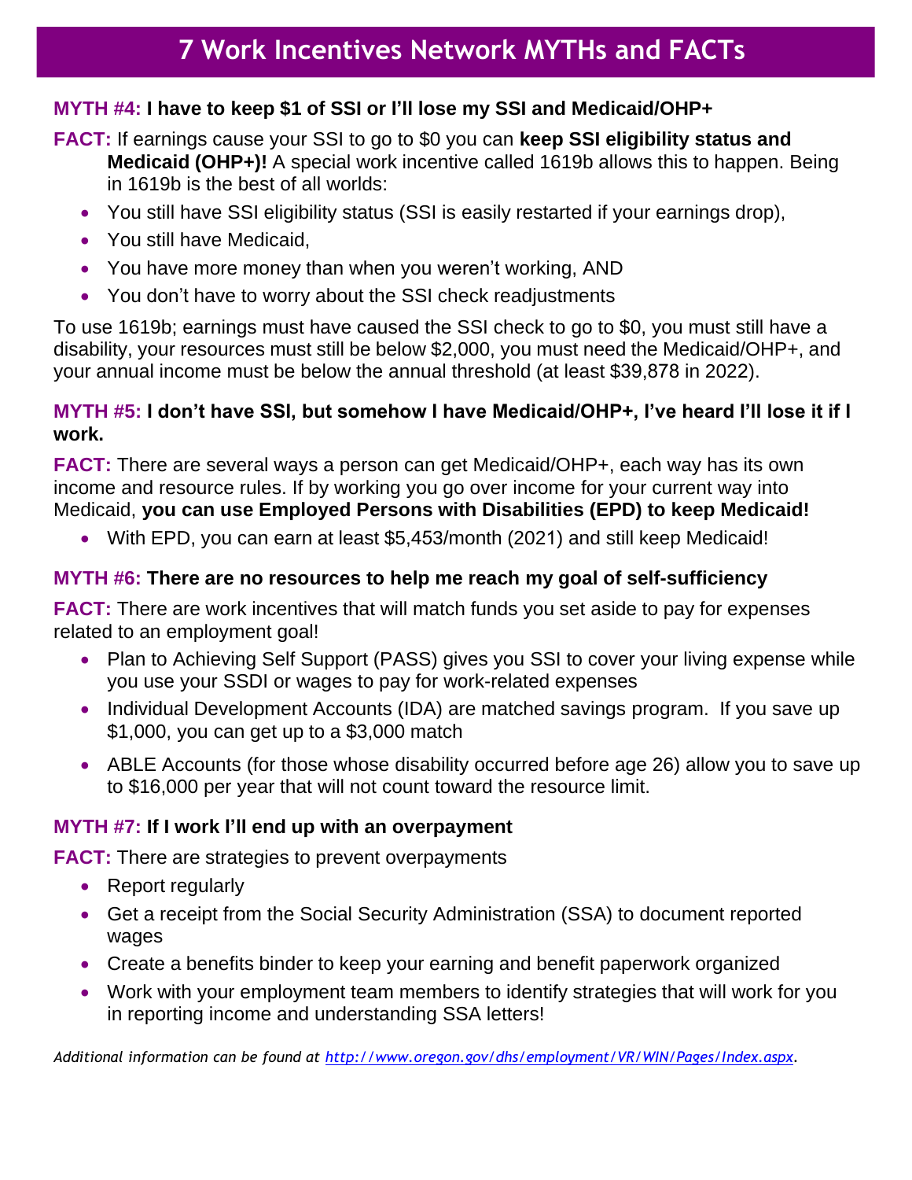# 7 Work Incentives Network MYTHs and FACTs

### MYTH #4: I have to keep $1 of SSI or I'll lose my SSI and Medicaid/OHP+

**FACT:** If earnings cause your SSI to go to $0 you can **keep SSI eligibility status and Medicaid (OHP+)!** A special work incentive called 1619b allows this to happen. Being in 1619b is the best of all worlds:

- You still have SSI eligibility status (SSI is easily restarted if your earnings drop),
- You still have Medicaid,
- You have more money than when you weren't working, AND
- You don't have to worry about the SSI check readjustments

To use 1619b; earnings must have caused the SSI check to go to $0, you must still have a disability, your resources must still be below $2,000, you must need the Medicaid/OHP+, and your annual income must be below the annual threshold (at least $39,878 in 2022).

### MYTH #5: I don't have SSI, but somehow I have Medicaid/OHP+, I've heard I'll lose it if I work.

**FACT:** There are several ways a person can get Medicaid/OHP+, each way has its own income and resource rules. If by working you go over income for your current way into Medicaid, **you can use Employed Persons with Disabilities (EPD) to keep Medicaid!**

- With EPD, you can earn at least $5,453/month (2021) and still keep Medicaid!

### MYTH #6: There are no resources to help me reach my goal of self-sufficiency

**FACT:** There are work incentives that will match funds you set aside to pay for expenses related to an employment goal!

- Plan to Achieving Self Support (PASS) gives you SSI to cover your living expense while you use your SSDI or wages to pay for work-related expenses
- Individual Development Accounts (IDA) are matched savings program. If you save up $1,000, you can get up to a $3,000 match
- ABLE Accounts (for those whose disability occurred before age 26) allow you to save up to $16,000 per year that will not count toward the resource limit.

### MYTH #7: If I work I'll end up with an overpayment

**FACT:** There are strategies to prevent overpayments

- Report regularly
- Get a receipt from the Social Security Administration (SSA) to document reported wages
- Create a benefits binder to keep your earning and benefit paperwork organized
- Work with your employment team members to identify strategies that will work for you in reporting income and understanding SSA letters!

*Additional information can be found at http://www.oregon.gov/dhs/employment/VR/WIN/Pages/Index.aspx.*